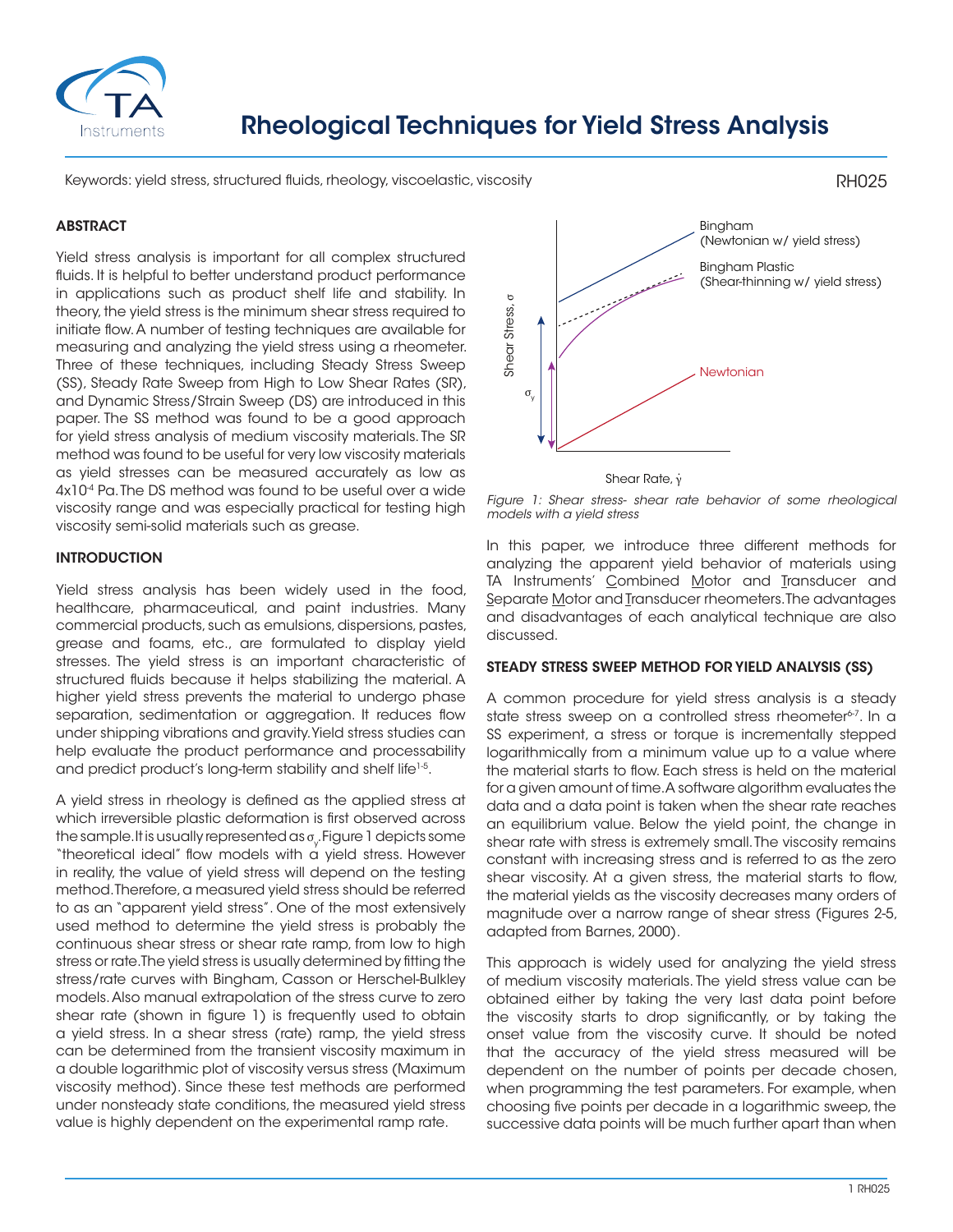# Rheological Techniques for Yield Stress Analysis

Keywords: yield stress, structured fluids, rheology, viscoelastic, viscosity

RH025

## ABSTRACT

Yield stress analysis is important for all complex structured fluids. It is helpful to better understand product performance in applications such as product shelf life and stability. In theory, the yield stress is the minimum shear stress required to initiate flow. A number of testing techniques are available for measuring and analyzing the yield stress using a rheometer. Three of these techniques, including Steady Stress Sweep (SS), Steady Rate Sweep from High to Low Shear Rates (SR), and Dynamic Stress/Strain Sweep (DS) are introduced in this paper. The SS method was found to be a good approach for yield stress analysis of medium viscosity materials. The SR method was found to be useful for very low viscosity materials as yield stresses can be measured accurately as low as $4x10^{-4}$ Pa. The DS method was found to be useful over a wide viscosity range and was especially practical for testing high viscosity semi-solid materials such as grease.

## INTRODUCTION

Yield stress analysis has been widely used in the food, healthcare, pharmaceutical, and paint industries. Many commercial products, such as emulsions, dispersions, pastes, grease and foams, etc., are formulated to display yield stresses. The yield stress is an important characteristic of structured fluids because it helps stabilizing the material. A higher yield stress prevents the material to undergo phase separation, sedimentation or aggregation. It reduces flow under shipping vibrations and gravity. Yield stress studies can help evaluate the product performance and processability and predict product's long-term stability and shelf life[1-5].

A yield stress in rheology is defined as the applied stress at which irreversible plastic deformation is first observed across the sample. It is usually represented as $\sigma_y$. Figure 1 depicts some "theoretical ideal" flow models with a yield stress. However in reality, the value of yield stress will depend on the testing method. Therefore, a measured yield stress should be referred to as an "apparent yield stress". One of the most extensively used method to determine the yield stress is probably the continuous shear stress or shear rate ramp, from low to high stress or rate. The yield stress is usually determined by fitting the stress/rate curves with Bingham, Casson or Herschel-Bulkley models. Also manual extrapolation of the stress curve to zero shear rate (shown in figure 1) is frequently used to obtain a yield stress. In a shear stress (rate) ramp, the yield stress can be determined from the transient viscosity maximum in a double logarithmic plot of viscosity versus stress (Maximum viscosity method). Since these test methods are performed under nonsteady state conditions, the measured yield stress value is highly dependent on the experimental ramp rate.

*Figure 1: Shear stress- shear rate behavior of some rheological models with a yield stress*

In this paper, we introduce three different methods for analyzing the apparent yield behavior of materials using TA Instruments' Combined Motor and Transducer and Separate Motor and Transducer rheometers. The advantages and disadvantages of each analytical technique are also discussed.

## STEADY STRESS SWEEP METHOD FOR YIELD ANALYSIS (SS)

A common procedure for yield stress analysis is a steady state stress sweep on a controlled stress rheometer[6-7]. In a SS experiment, a stress or torque is incrementally stepped logarithmically from a minimum value up to a value where the material starts to flow. Each stress is held on the material for a given amount of time. A software algorithm evaluates the data and a data point is taken when the shear rate reaches an equilibrium value. Below the yield point, the change in shear rate with stress is extremely small. The viscosity remains constant with increasing stress and is referred to as the zero shear viscosity. At a given stress, the material starts to flow, the material yields as the viscosity decreases many orders of magnitude over a narrow range of shear stress (Figures 2-5, adapted from Barnes, 2000).

This approach is widely used for analyzing the yield stress of medium viscosity materials. The yield stress value can be obtained either by taking the very last data point before the viscosity starts to drop significantly, or by taking the onset value from the viscosity curve. It should be noted that the accuracy of the yield stress measured will be dependent on the number of points per decade chosen, when programming the test parameters. For example, when choosing five points per decade in a logarithmic sweep, the successive data points will be much further apart than when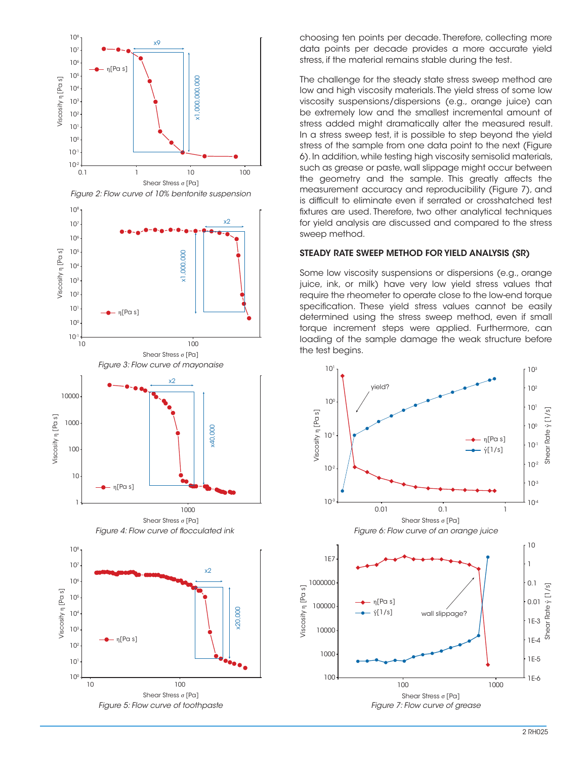Figure 2: Flow curve of 10% bentonite suspension

Figure 3: Flow curve of mayonaise

Figure 4: Flow curve of flocculated ink

Figure 5: Flow curve of toothpaste

choosing ten points per decade. Therefore, collecting more data points per decade provides a more accurate yield stress, if the material remains stable during the test.

The challenge for the steady state stress sweep method are low and high viscosity materials. The yield stress of some low viscosity suspensions/dispersions (e.g., orange juice) can be extremely low and the smallest incremental amount of stress added might dramatically alter the measured result. In a stress sweep test, it is possible to step beyond the yield stress of the sample from one data point to the next (Figure 6). In addition, while testing high viscosity semisolid materials, such as grease or paste, wall slippage might occur between the geometry and the sample. This greatly affects the measurement accuracy and reproducibility (Figure 7), and is difficult to eliminate even if serrated or crosshatched test fixtures are used. Therefore, two other analytical techniques for yield analysis are discussed and compared to the stress sweep method.

## STEADY RATE SWEEP METHOD FOR YIELD ANALYSIS (SR)

Some low viscosity suspensions or dispersions (e.g., orange juice, ink, or milk) have very low yield stress values that require the rheometer to operate close to the low-end torque specification. These yield stress values cannot be easily determined using the stress sweep method, even if small torque increment steps were applied. Furthermore, can loading of the sample damage the weak structure before the test begins.

Figure 6: Flow curve of an orange juice

Figure 7: Flow curve of grease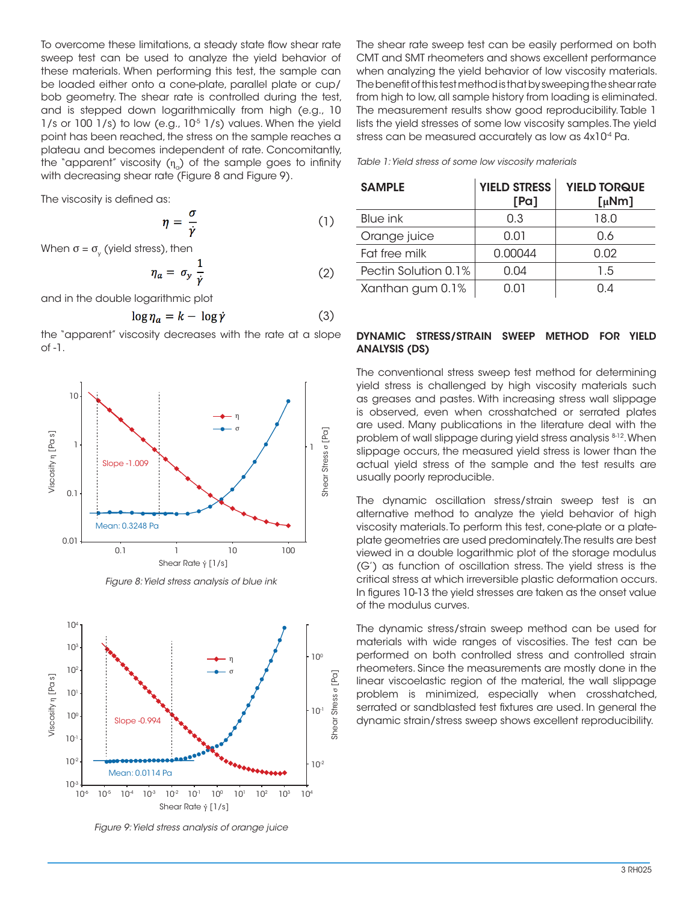To overcome these limitations, a steady state flow shear rate sweep test can be used to analyze the yield behavior of these materials. When performing this test, the sample can be loaded either onto a cone-plate, parallel plate or cup/bob geometry. The shear rate is controlled during the test, and is stepped down logarithmically from high (e.g., 10 1/s or 100 1/s) to low (e.g., $10^{-5}$ 1/s) values. When the yield point has been reached, the stress on the sample reaches a plateau and becomes independent of rate. Concomitantly, the "apparent" viscosity ($\eta_a$) of the sample goes to infinity with decreasing shear rate (Figure 8 and Figure 9).

The viscosity is defined as:

$$\eta = \frac{\sigma}{\dot{\gamma}} \quad (1)$$

When $\sigma = \sigma_y$ (yield stress), then

$$\eta_a = \sigma_y \frac{1}{\dot{\gamma}} \quad (2)$$

and in the double logarithmic plot

$$\log \eta_a = k - \log \dot{\gamma} \quad (3)$$

the "apparent" viscosity decreases with the rate at a slope of -1.

*Figure 8: Yield stress analysis of blue ink*

*Figure 9: Yield stress analysis of orange juice*

The shear rate sweep test can be easily performed on both CMT and SMT rheometers and shows excellent performance when analyzing the yield behavior of low viscosity materials. The benefit of this test method is that by sweeping the shear rate from high to low, all sample history from loading is eliminated. The measurement results show good reproducibility. Table 1 lists the yield stresses of some low viscosity samples. The yield stress can be measured accurately as low as $4 \times 10^{-4}$ Pa.

*Table 1: Yield stress of some low viscosity materials*

| SAMPLE | YIELD STRESS [Pa] | YIELD TORQUE [μNm] |
|---|---|---|
| Blue ink | 0.3 | 18.0 |
| Orange juice | 0.01 | 0.6 |
| Fat free milk | 0.00044 | 0.02 |
| Pectin Solution 0.1% | 0.04 | 1.5 |
| Xanthan gum 0.1% | 0.01 | 0.4 |

## DYNAMIC STRESS/STRAIN SWEEP METHOD FOR YIELD ANALYSIS (DS)

The conventional stress sweep test method for determining yield stress is challenged by high viscosity materials such as greases and pastes. With increasing stress wall slippage is observed, even when crosshatched or serrated plates are used. Many publications in the literature deal with the problem of wall slippage during yield stress analysis [8-12]. When slippage occurs, the measured yield stress is lower than the actual yield stress of the sample and the test results are usually poorly reproducible.

The dynamic oscillation stress/strain sweep test is an alternative method to analyze the yield behavior of high viscosity materials. To perform this test, cone-plate or a plate-plate geometries are used predominately. The results are best viewed in a double logarithmic plot of the storage modulus (G') as function of oscillation stress. The yield stress is the critical stress at which irreversible plastic deformation occurs. In figures 10-13 the yield stresses are taken as the onset value of the modulus curves.

The dynamic stress/strain sweep method can be used for materials with wide ranges of viscosities. The test can be performed on both controlled stress and controlled strain rheometers. Since the measurements are mostly done in the linear viscoelastic region of the material, the wall slippage problem is minimized, especially when crosshatched, serrated or sandblasted test fixtures are used. In general the dynamic strain/stress sweep shows excellent reproducibility.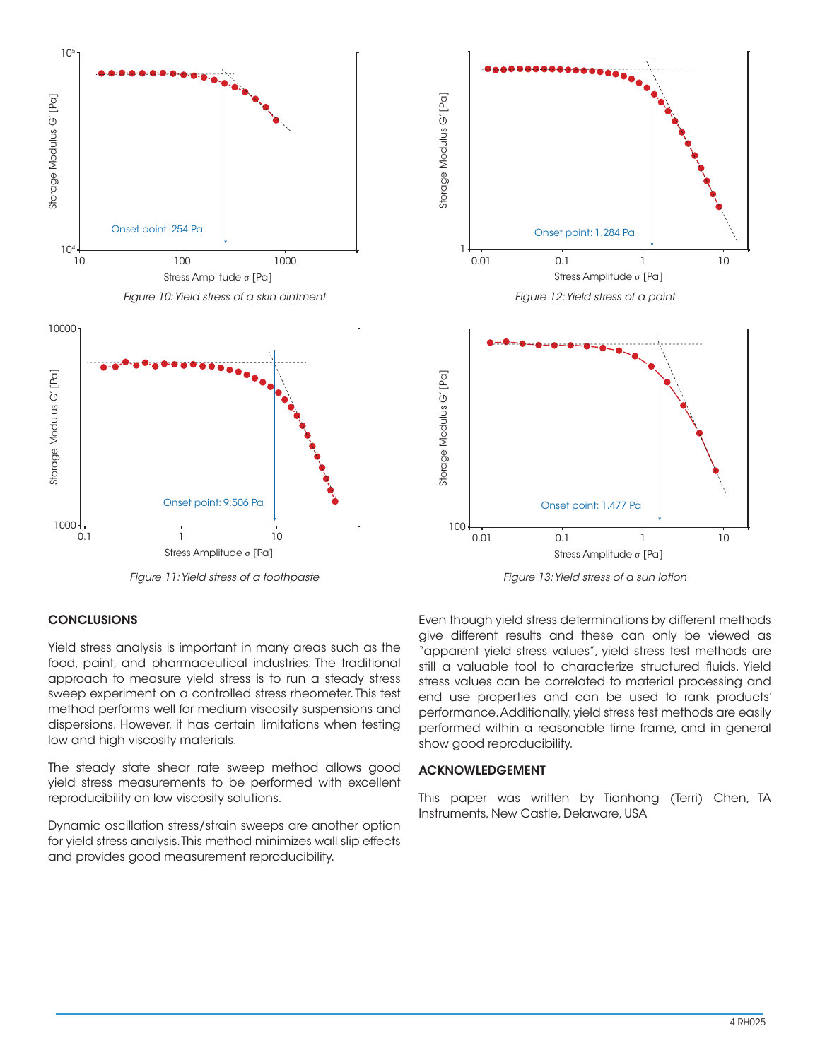Figure 10: Yield stress of a skin ointment

Figure 12: Yield stress of a paint

Figure 11: Yield stress of a toothpaste

Figure 13: Yield stress of a sun lotion

## CONCLUSIONS

Yield stress analysis is important in many areas such as the food, paint, and pharmaceutical industries. The traditional approach to measure yield stress is to run a steady stress sweep experiment on a controlled stress rheometer. This test method performs well for medium viscosity suspensions and dispersions. However, it has certain limitations when testing low and high viscosity materials.

The steady state shear rate sweep method allows good yield stress measurements to be performed with excellent reproducibility on low viscosity solutions.

Dynamic oscillation stress/strain sweeps are another option for yield stress analysis. This method minimizes wall slip effects and provides good measurement reproducibility.

Even though yield stress determinations by different methods give different results and these can only be viewed as "apparent yield stress values", yield stress test methods are still a valuable tool to characterize structured fluids. Yield stress values can be correlated to material processing and end use properties and can be used to rank products' performance. Additionally, yield stress test methods are easily performed within a reasonable time frame, and in general show good reproducibility.

## ACKNOWLEDGEMENT

This paper was written by Tianhong (Terri) Chen, TA Instruments, New Castle, Delaware, USA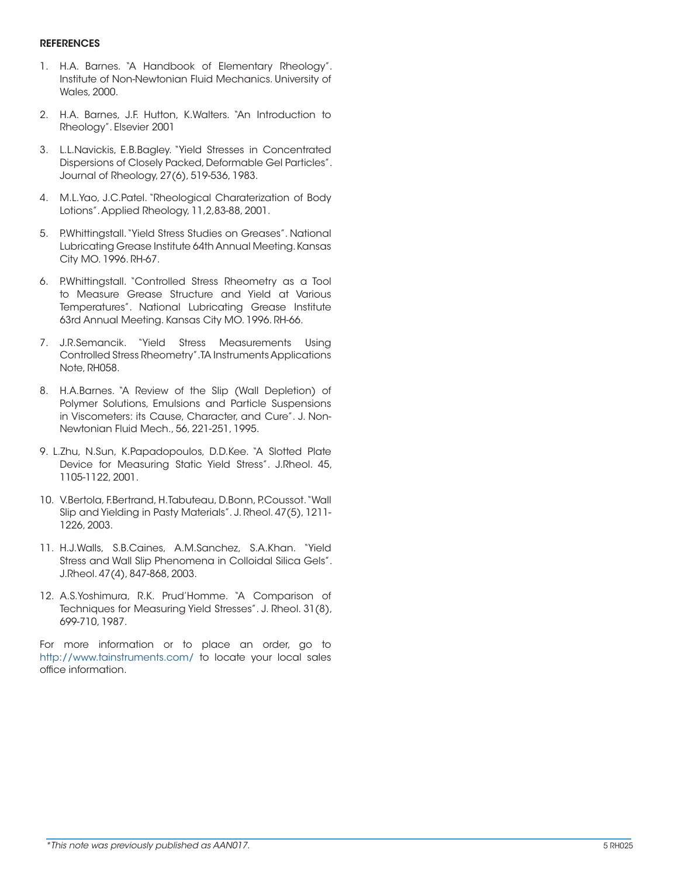## REFERENCES

1. H.A. Barnes. "A Handbook of Elementary Rheology". Institute of Non-Newtonian Fluid Mechanics. University of Wales, 2000.

2. H.A. Barnes, J.F. Hutton, K.Walters. "An Introduction to Rheology". Elsevier 2001

3. L.L.Navickis, E.B.Bagley. "Yield Stresses in Concentrated Dispersions of Closely Packed, Deformable Gel Particles". Journal of Rheology, 27(6), 519-536, 1983.

4. M.L.Yao, J.C.Patel. "Rheological Charaterization of Body Lotions". Applied Rheology, 11,2,83-88, 2001.

5. P.Whittingstall. "Yield Stress Studies on Greases". National Lubricating Grease Institute 64th Annual Meeting. Kansas City MO. 1996. RH-67.

6. P.Whittingstall. "Controlled Stress Rheometry as a Tool to Measure Grease Structure and Yield at Various Temperatures". National Lubricating Grease Institute 63rd Annual Meeting. Kansas City MO. 1996. RH-66.

7. J.R.Semancik. "Yield Stress Measurements Using Controlled Stress Rheometry".TA Instruments Applications Note, RH058.

8. H.A.Barnes. "A Review of the Slip (Wall Depletion) of Polymer Solutions, Emulsions and Particle Suspensions in Viscometers: its Cause, Character, and Cure". J. Non-Newtonian Fluid Mech., 56, 221-251, 1995.

9. L.Zhu, N.Sun, K.Papadopoulos, D.D.Kee. "A Slotted Plate Device for Measuring Static Yield Stress". J.Rheol. 45, 1105-1122, 2001.

10. V.Bertola, F.Bertrand, H.Tabuteau, D.Bonn, P.Coussot. "Wall Slip and Yielding in Pasty Materials". J. Rheol. 47(5), 1211-1226, 2003.

11. H.J.Walls, S.B.Caines, A.M.Sanchez, S.A.Khan. "Yield Stress and Wall Slip Phenomena in Colloidal Silica Gels". J.Rheol. 47(4), 847-868, 2003.

12. A.S.Yoshimura, R.K. Prud'Homme. "A Comparison of Techniques for Measuring Yield Stresses". J. Rheol. 31(8), 699-710, 1987.

For more information or to place an order, go to http://www.tainstruments.com/ to locate your local sales office information.

*This note was previously published as AAN017.*